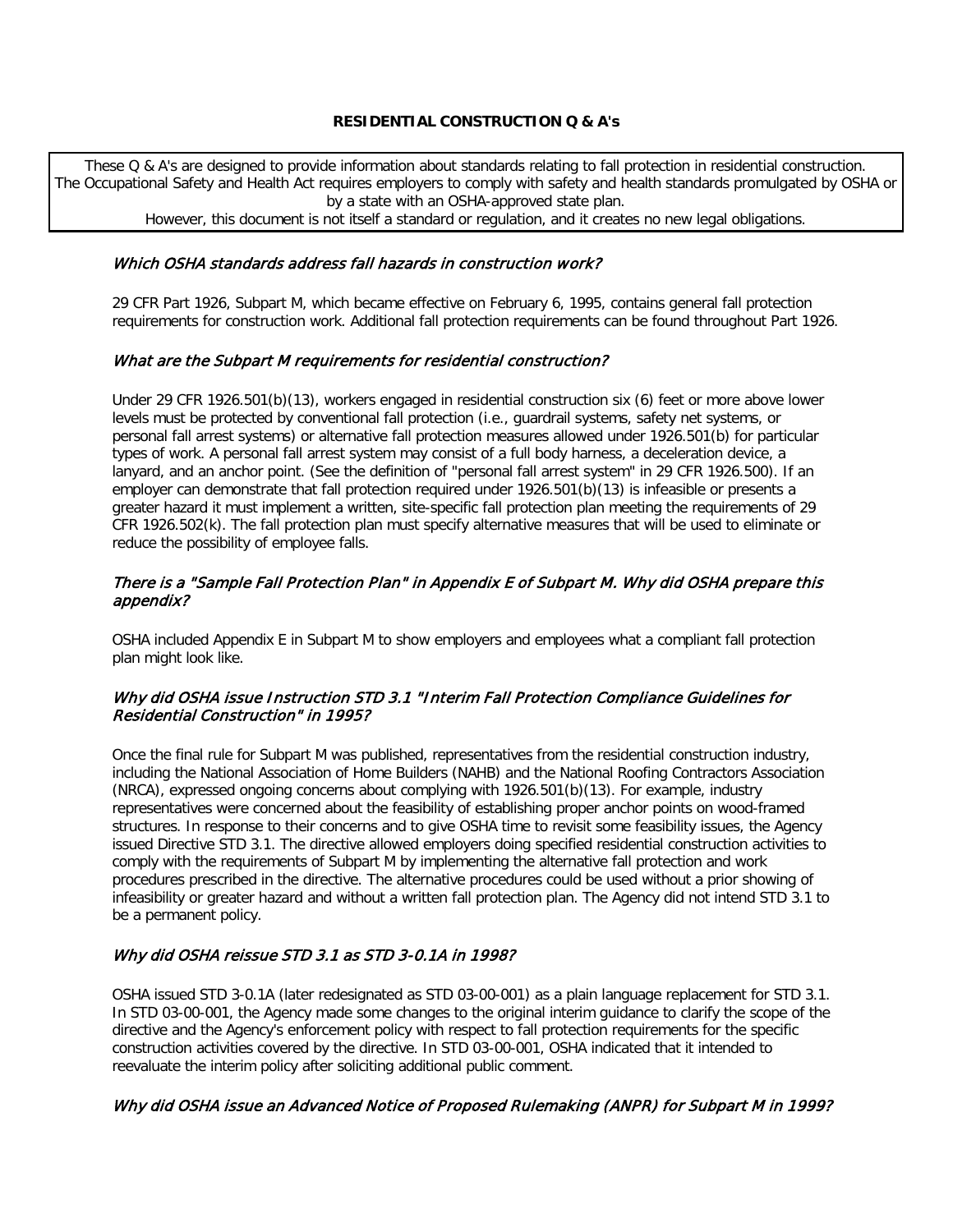# RESIDENTIAL CONSTRUCTION Q & A's

These Q & A's are designed to provide information about standards relating to fall protection in residential construction. The Occupational Safety and Health Act requires employers to comply with safety and health standards promulgated by OSHA or by a state with an OSHA-approved state plan.
However, this document is not itself a standard or regulation, and it creates no new legal obligations.

### *Which OSHA standards address fall hazards in construction work?*

29 CFR Part 1926, Subpart M, which became effective on February 6, 1995, contains general fall protection requirements for construction work. Additional fall protection requirements can be found throughout Part 1926.

### *What are the Subpart M requirements for residential construction?*

Under 29 CFR 1926.501(b)(13), workers engaged in residential construction six (6) feet or more above lower levels must be protected by conventional fall protection (i.e., guardrail systems, safety net systems, or personal fall arrest systems) or alternative fall protection measures allowed under 1926.501(b) for particular types of work. A personal fall arrest system may consist of a full body harness, a deceleration device, a lanyard, and an anchor point. (See the definition of "personal fall arrest system" in 29 CFR 1926.500). If an employer can demonstrate that fall protection required under 1926.501(b)(13) is infeasible or presents a greater hazard it must implement a written, site-specific fall protection plan meeting the requirements of 29 CFR 1926.502(k). The fall protection plan must specify alternative measures that will be used to eliminate or reduce the possibility of employee falls.

### *There is a "Sample Fall Protection Plan" in Appendix E of Subpart M. Why did OSHA prepare this appendix?*

OSHA included Appendix E in Subpart M to show employers and employees what a compliant fall protection plan might look like.

### *Why did OSHA issue Instruction STD 3.1 "Interim Fall Protection Compliance Guidelines for Residential Construction" in 1995?*

Once the final rule for Subpart M was published, representatives from the residential construction industry, including the National Association of Home Builders (NAHB) and the National Roofing Contractors Association (NRCA), expressed ongoing concerns about complying with 1926.501(b)(13). For example, industry representatives were concerned about the feasibility of establishing proper anchor points on wood-framed structures. In response to their concerns and to give OSHA time to revisit some feasibility issues, the Agency issued Directive STD 3.1. The directive allowed employers doing specified residential construction activities to comply with the requirements of Subpart M by implementing the alternative fall protection and work procedures prescribed in the directive. The alternative procedures could be used without a prior showing of infeasibility or greater hazard and without a written fall protection plan. The Agency did not intend STD 3.1 to be a permanent policy.

### *Why did OSHA reissue STD 3.1 as STD 3-0.1A in 1998?*

OSHA issued STD 3-0.1A (later redesignated as STD 03-00-001) as a plain language replacement for STD 3.1. In STD 03-00-001, the Agency made some changes to the original interim guidance to clarify the scope of the directive and the Agency's enforcement policy with respect to fall protection requirements for the specific construction activities covered by the directive. In STD 03-00-001, OSHA indicated that it intended to reevaluate the interim policy after soliciting additional public comment.

### *Why did OSHA issue an Advanced Notice of Proposed Rulemaking (ANPR) for Subpart M in 1999?*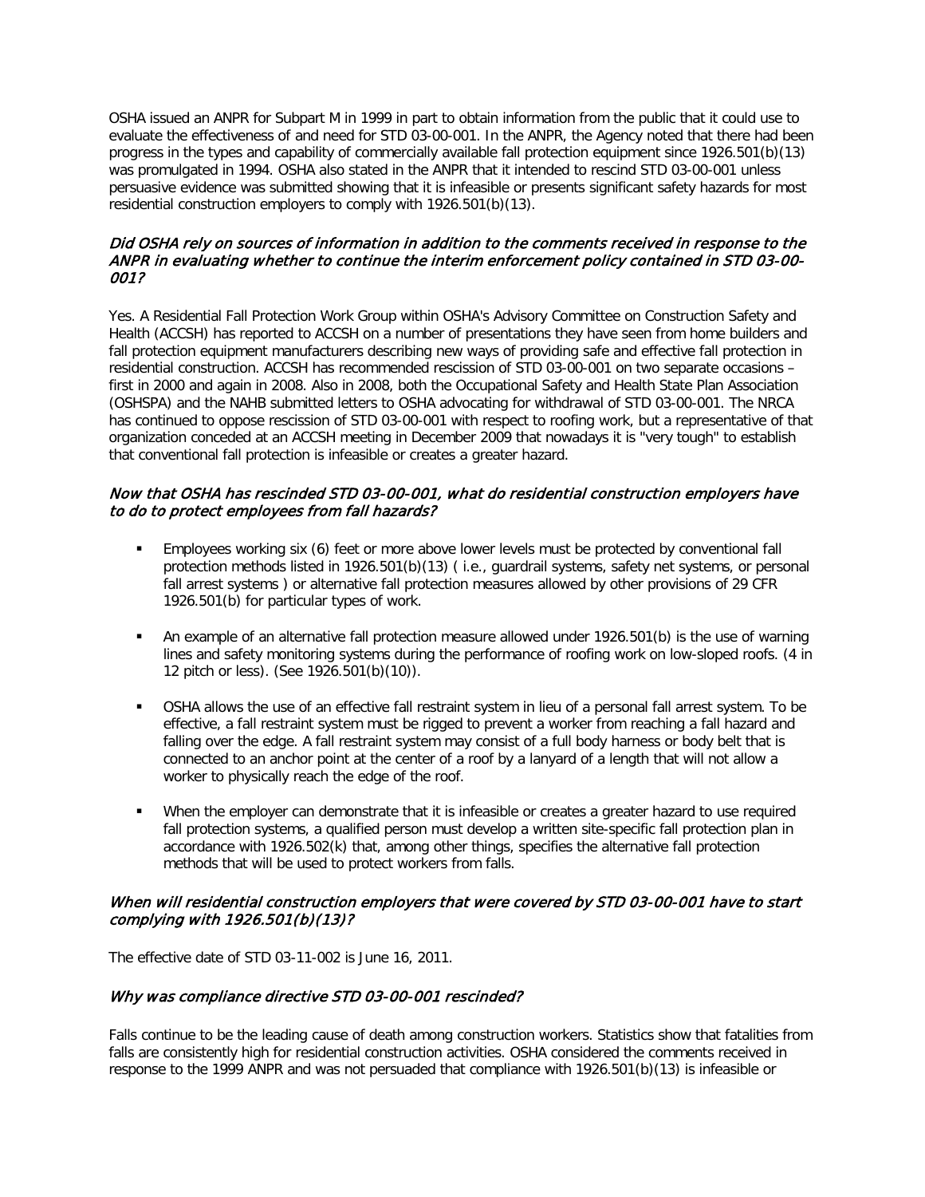OSHA issued an ANPR for Subpart M in 1999 in part to obtain information from the public that it could use to evaluate the effectiveness of and need for STD 03-00-001. In the ANPR, the Agency noted that there had been progress in the types and capability of commercially available fall protection equipment since 1926.501(b)(13) was promulgated in 1994. OSHA also stated in the ANPR that it intended to rescind STD 03-00-001 unless persuasive evidence was submitted showing that it is infeasible or presents significant safety hazards for most residential construction employers to comply with 1926.501(b)(13).

### *Did OSHA rely on sources of information in addition to the comments received in response to the ANPR in evaluating whether to continue the interim enforcement policy contained in STD 03-00-001?*

Yes. A Residential Fall Protection Work Group within OSHA's Advisory Committee on Construction Safety and Health (ACCSH) has reported to ACCSH on a number of presentations they have seen from home builders and fall protection equipment manufacturers describing new ways of providing safe and effective fall protection in residential construction. ACCSH has recommended rescission of STD 03-00-001 on two separate occasions – first in 2000 and again in 2008. Also in 2008, both the Occupational Safety and Health State Plan Association (OSHSPA) and the NAHB submitted letters to OSHA advocating for withdrawal of STD 03-00-001. The NRCA has continued to oppose rescission of STD 03-00-001 with respect to roofing work, but a representative of that organization conceded at an ACCSH meeting in December 2009 that nowadays it is "very tough" to establish that conventional fall protection is infeasible or creates a greater hazard.

### *Now that OSHA has rescinded STD 03-00-001, what do residential construction employers have to do to protect employees from fall hazards?*

- Employees working six (6) feet or more above lower levels must be protected by conventional fall protection methods listed in 1926.501(b)(13) ( i.e., guardrail systems, safety net systems, or personal fall arrest systems ) or alternative fall protection measures allowed by other provisions of 29 CFR 1926.501(b) for particular types of work.
- An example of an alternative fall protection measure allowed under 1926.501(b) is the use of warning lines and safety monitoring systems during the performance of roofing work on low-sloped roofs. (4 in 12 pitch or less). (See 1926.501(b)(10)).
- OSHA allows the use of an effective fall restraint system in lieu of a personal fall arrest system. To be effective, a fall restraint system must be rigged to prevent a worker from reaching a fall hazard and falling over the edge. A fall restraint system may consist of a full body harness or body belt that is connected to an anchor point at the center of a roof by a lanyard of a length that will not allow a worker to physically reach the edge of the roof.
- When the employer can demonstrate that it is infeasible or creates a greater hazard to use required fall protection systems, a qualified person must develop a written site-specific fall protection plan in accordance with 1926.502(k) that, among other things, specifies the alternative fall protection methods that will be used to protect workers from falls.

### *When will residential construction employers that were covered by STD 03-00-001 have to start complying with 1926.501(b)(13)?*

The effective date of STD 03-11-002 is June 16, 2011.

### *Why was compliance directive STD 03-00-001 rescinded?*

Falls continue to be the leading cause of death among construction workers. Statistics show that fatalities from falls are consistently high for residential construction activities. OSHA considered the comments received in response to the 1999 ANPR and was not persuaded that compliance with 1926.501(b)(13) is infeasible or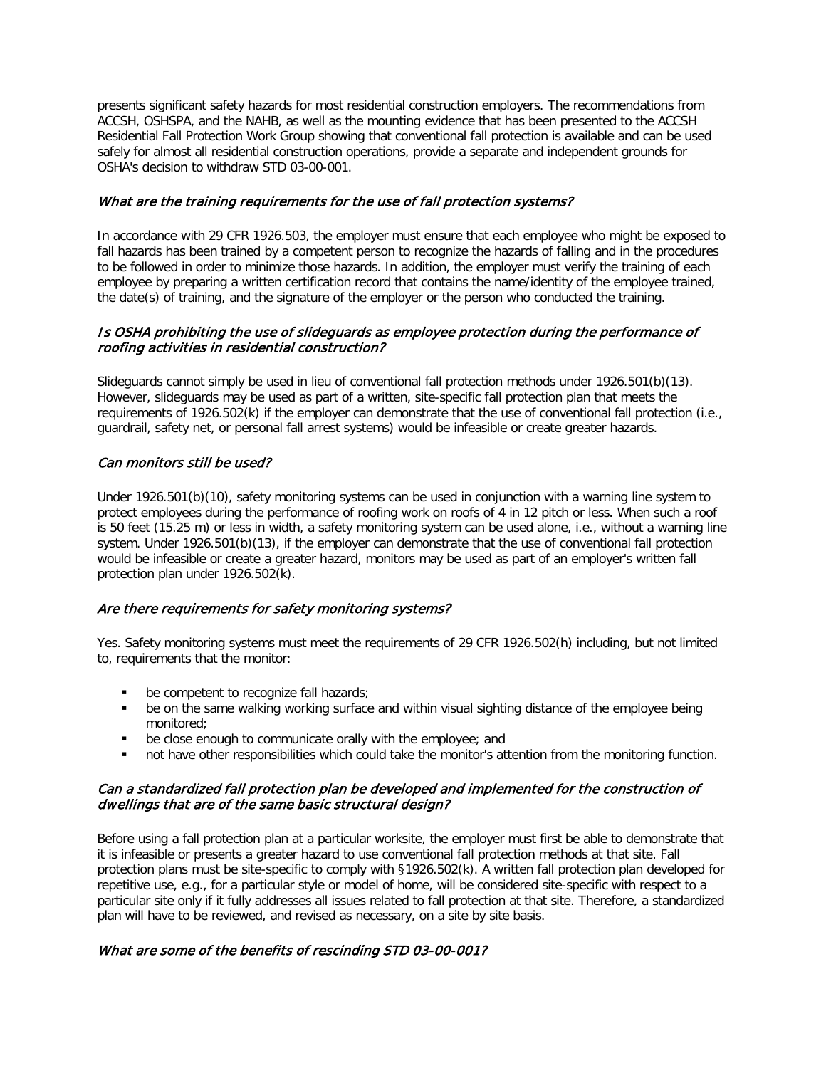presents significant safety hazards for most residential construction employers. The recommendations from ACCSH, OSHSPA, and the NAHB, as well as the mounting evidence that has been presented to the ACCSH Residential Fall Protection Work Group showing that conventional fall protection is available and can be used safely for almost all residential construction operations, provide a separate and independent grounds for OSHA's decision to withdraw STD 03-00-001.

### *What are the training requirements for the use of fall protection systems?*

In accordance with 29 CFR 1926.503, the employer must ensure that each employee who might be exposed to fall hazards has been trained by a competent person to recognize the hazards of falling and in the procedures to be followed in order to minimize those hazards. In addition, the employer must verify the training of each employee by preparing a written certification record that contains the name/identity of the employee trained, the date(s) of training, and the signature of the employer or the person who conducted the training.

### *Is OSHA prohibiting the use of slideguards as employee protection during the performance of roofing activities in residential construction?*

Slideguards cannot simply be used in lieu of conventional fall protection methods under 1926.501(b)(13). However, slideguards may be used as part of a written, site-specific fall protection plan that meets the requirements of 1926.502(k) if the employer can demonstrate that the use of conventional fall protection (i.e., guardrail, safety net, or personal fall arrest systems) would be infeasible or create greater hazards.

### *Can monitors still be used?*

Under 1926.501(b)(10), safety monitoring systems can be used in conjunction with a warning line system to protect employees during the performance of roofing work on roofs of 4 in 12 pitch or less. When such a roof is 50 feet (15.25 m) or less in width, a safety monitoring system can be used alone, i.e., without a warning line system. Under 1926.501(b)(13), if the employer can demonstrate that the use of conventional fall protection would be infeasible or create a greater hazard, monitors may be used as part of an employer's written fall protection plan under 1926.502(k).

### *Are there requirements for safety monitoring systems?*

Yes. Safety monitoring systems must meet the requirements of 29 CFR 1926.502(h) including, but not limited to, requirements that the monitor:

- be competent to recognize fall hazards;
- be on the same walking working surface and within visual sighting distance of the employee being monitored;
- be close enough to communicate orally with the employee; and
- not have other responsibilities which could take the monitor's attention from the monitoring function.

### *Can a standardized fall protection plan be developed and implemented for the construction of dwellings that are of the same basic structural design?*

Before using a fall protection plan at a particular worksite, the employer must first be able to demonstrate that it is infeasible or presents a greater hazard to use conventional fall protection methods at that site. Fall protection plans must be site-specific to comply with §1926.502(k). A written fall protection plan developed for repetitive use, e.g., for a particular style or model of home, will be considered site-specific with respect to a particular site only if it fully addresses all issues related to fall protection at that site. Therefore, a standardized plan will have to be reviewed, and revised as necessary, on a site by site basis.

### *What are some of the benefits of rescinding STD 03-00-001?*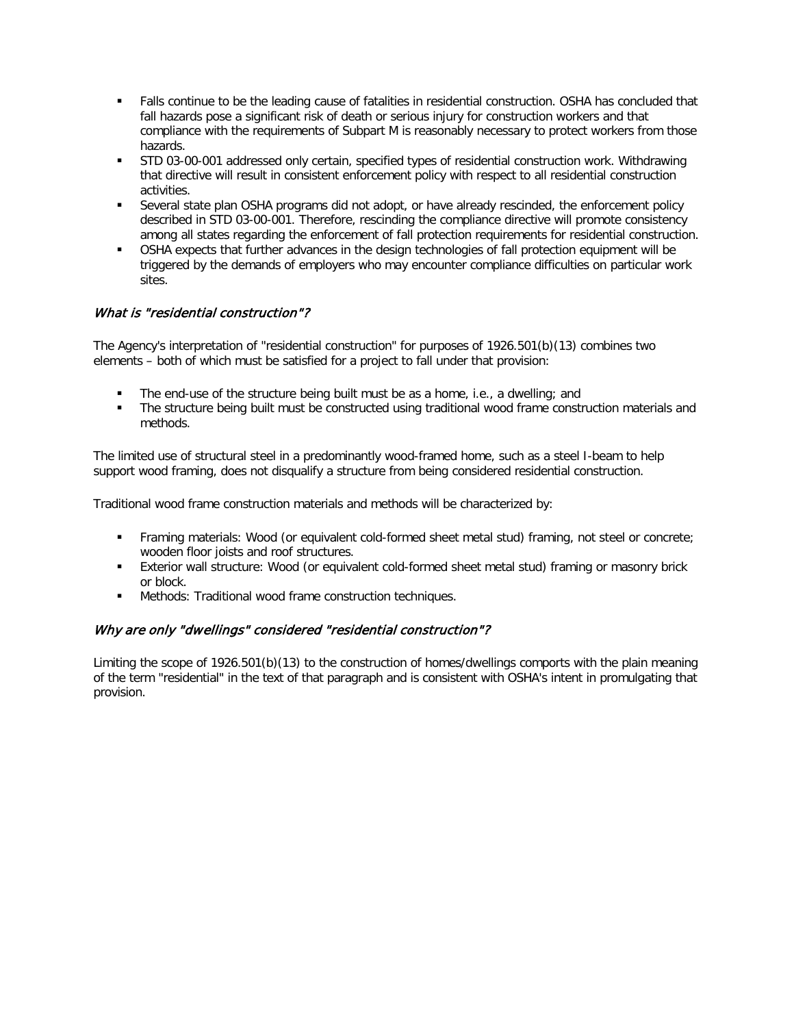- Falls continue to be the leading cause of fatalities in residential construction. OSHA has concluded that fall hazards pose a significant risk of death or serious injury for construction workers and that compliance with the requirements of Subpart M is reasonably necessary to protect workers from those hazards.
- STD 03-00-001 addressed only certain, specified types of residential construction work. Withdrawing that directive will result in consistent enforcement policy with respect to all residential construction activities.
- Several state plan OSHA programs did not adopt, or have already rescinded, the enforcement policy described in STD 03-00-001. Therefore, rescinding the compliance directive will promote consistency among all states regarding the enforcement of fall protection requirements for residential construction.
- OSHA expects that further advances in the design technologies of fall protection equipment will be triggered by the demands of employers who may encounter compliance difficulties on particular work sites.

### *What is "residential construction"?*

The Agency's interpretation of "residential construction" for purposes of 1926.501(b)(13) combines two elements – both of which must be satisfied for a project to fall under that provision:

- The end-use of the structure being built must be as a home, i.e., a dwelling; and
- The structure being built must be constructed using traditional wood frame construction materials and methods.

The limited use of structural steel in a predominantly wood-framed home, such as a steel I-beam to help support wood framing, does not disqualify a structure from being considered residential construction.

Traditional wood frame construction materials and methods will be characterized by:

- Framing materials: Wood (or equivalent cold-formed sheet metal stud) framing, not steel or concrete; wooden floor joists and roof structures.
- Exterior wall structure: Wood (or equivalent cold-formed sheet metal stud) framing or masonry brick or block.
- Methods: Traditional wood frame construction techniques.

### *Why are only "dwellings" considered "residential construction"?*

Limiting the scope of 1926.501(b)(13) to the construction of homes/dwellings comports with the plain meaning of the term "residential" in the text of that paragraph and is consistent with OSHA's intent in promulgating that provision.